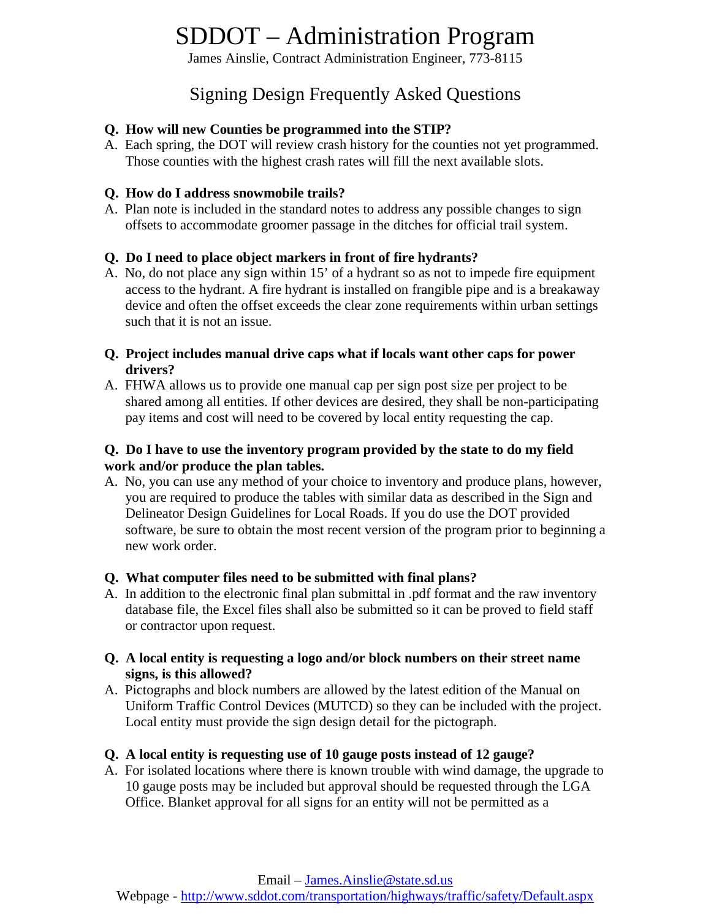# SDDOT – Administration Program

James Ainslie, Contract Administration Engineer, 773-8115

## Signing Design Frequently Asked Questions

**Q. How will new Counties be programmed into the STIP?**

A. Each spring, the DOT will review crash history for the counties not yet programmed. Those counties with the highest crash rates will fill the next available slots.

**Q. How do I address snowmobile trails?**

A. Plan note is included in the standard notes to address any possible changes to sign offsets to accommodate groomer passage in the ditches for official trail system.

**Q. Do I need to place object markers in front of fire hydrants?**

A. No, do not place any sign within 15' of a hydrant so as not to impede fire equipment access to the hydrant. A fire hydrant is installed on frangible pipe and is a breakaway device and often the offset exceeds the clear zone requirements within urban settings such that it is not an issue.

**Q. Project includes manual drive caps what if locals want other caps for power drivers?**

A. FHWA allows us to provide one manual cap per sign post size per project to be shared among all entities. If other devices are desired, they shall be non-participating pay items and cost will need to be covered by local entity requesting the cap.

**Q. Do I have to use the inventory program provided by the state to do my field work and/or produce the plan tables.**

A. No, you can use any method of your choice to inventory and produce plans, however, you are required to produce the tables with similar data as described in the Sign and Delineator Design Guidelines for Local Roads. If you do use the DOT provided software, be sure to obtain the most recent version of the program prior to beginning a new work order.

**Q. What computer files need to be submitted with final plans?**

A. In addition to the electronic final plan submittal in .pdf format and the raw inventory database file, the Excel files shall also be submitted so it can be proved to field staff or contractor upon request.

**Q. A local entity is requesting a logo and/or block numbers on their street name signs, is this allowed?**

A. Pictographs and block numbers are allowed by the latest edition of the Manual on Uniform Traffic Control Devices (MUTCD) so they can be included with the project. Local entity must provide the sign design detail for the pictograph.

**Q. A local entity is requesting use of 10 gauge posts instead of 12 gauge?**

A. For isolated locations where there is known trouble with wind damage, the upgrade to 10 gauge posts may be included but approval should be requested through the LGA Office. Blanket approval for all signs for an entity will not be permitted as a

Email – James.Ainslie@state.sd.us

Webpage - http://www.sddot.com/transportation/highways/traffic/safety/Default.aspx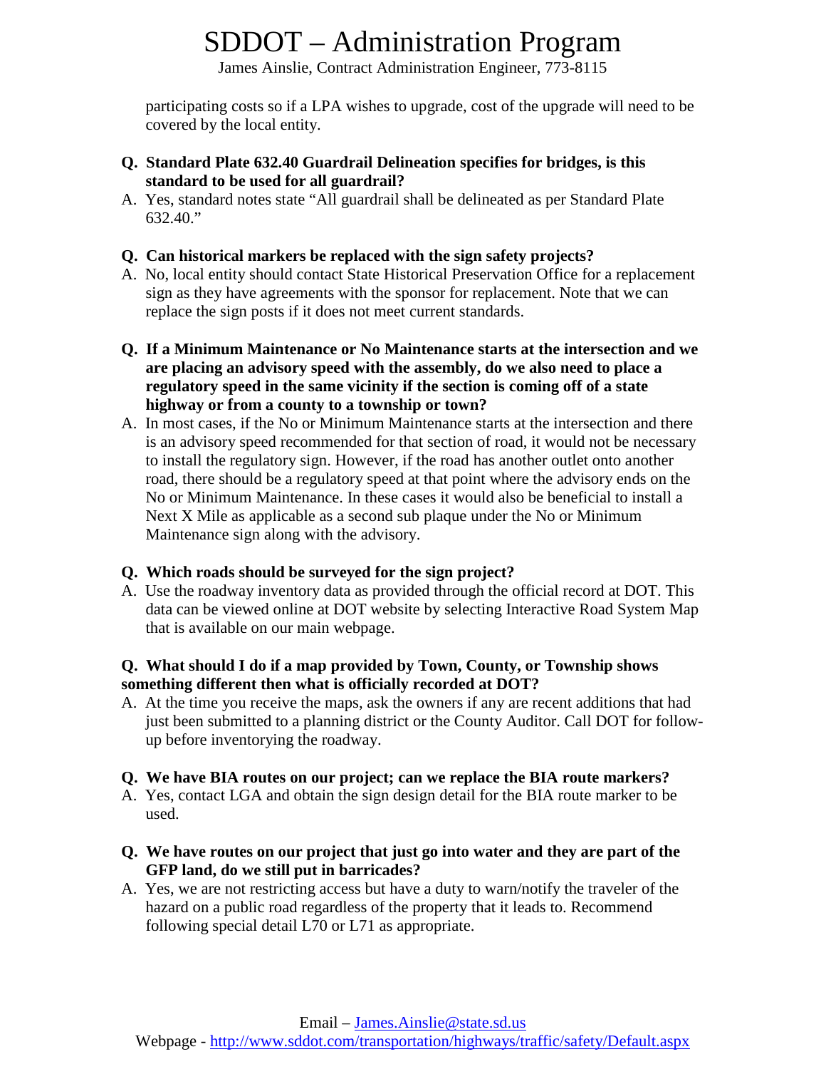participating costs so if a LPA wishes to upgrade, cost of the upgrade will need to be covered by the local entity.

**Q. Standard Plate 632.40 Guardrail Delineation specifies for bridges, is this standard to be used for all guardrail?**

A. Yes, standard notes state "All guardrail shall be delineated as per Standard Plate 632.40."

**Q. Can historical markers be replaced with the sign safety projects?**

A. No, local entity should contact State Historical Preservation Office for a replacement sign as they have agreements with the sponsor for replacement. Note that we can replace the sign posts if it does not meet current standards.

**Q. If a Minimum Maintenance or No Maintenance starts at the intersection and we are placing an advisory speed with the assembly, do we also need to place a regulatory speed in the same vicinity if the section is coming off of a state highway or from a county to a township or town?**

A. In most cases, if the No or Minimum Maintenance starts at the intersection and there is an advisory speed recommended for that section of road, it would not be necessary to install the regulatory sign. However, if the road has another outlet onto another road, there should be a regulatory speed at that point where the advisory ends on the No or Minimum Maintenance. In these cases it would also be beneficial to install a Next X Mile as applicable as a second sub plaque under the No or Minimum Maintenance sign along with the advisory.

**Q. Which roads should be surveyed for the sign project?**

A. Use the roadway inventory data as provided through the official record at DOT. This data can be viewed online at DOT website by selecting Interactive Road System Map that is available on our main webpage.

**Q. What should I do if a map provided by Town, County, or Township shows something different then what is officially recorded at DOT?**

A. At the time you receive the maps, ask the owners if any are recent additions that had just been submitted to a planning district or the County Auditor. Call DOT for follow-up before inventorying the roadway.

**Q. We have BIA routes on our project; can we replace the BIA route markers?**

A. Yes, contact LGA and obtain the sign design detail for the BIA route marker to be used.

**Q. We have routes on our project that just go into water and they are part of the GFP land, do we still put in barricades?**

A. Yes, we are not restricting access but have a duty to warn/notify the traveler of the hazard on a public road regardless of the property that it leads to. Recommend following special detail L70 or L71 as appropriate.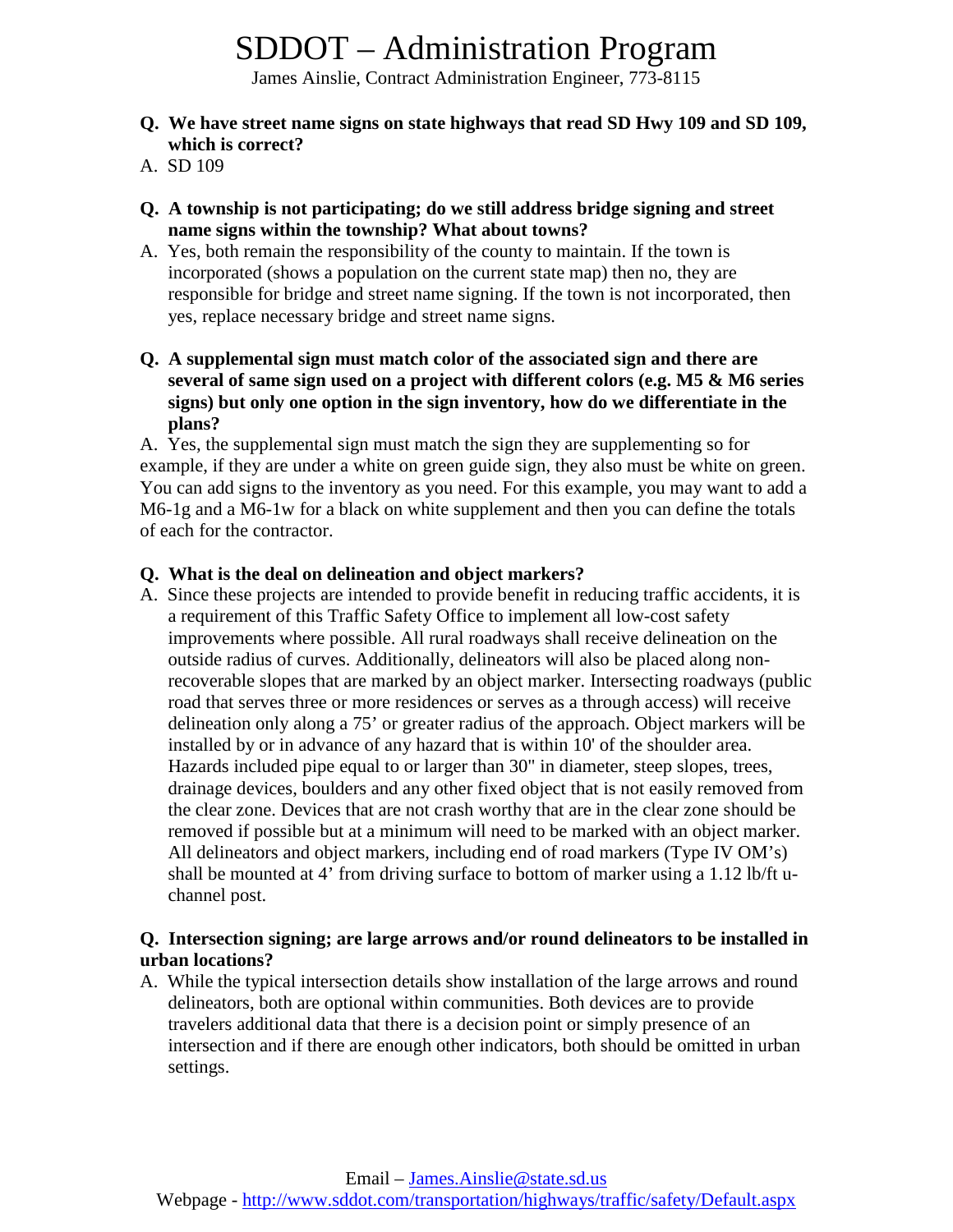# SDDOT – Administration Program

James Ainslie, Contract Administration Engineer, 773-8115

**Q. We have street name signs on state highways that read SD Hwy 109 and SD 109, which is correct?**

A. SD 109

**Q. A township is not participating; do we still address bridge signing and street name signs within the township? What about towns?**

A. Yes, both remain the responsibility of the county to maintain. If the town is incorporated (shows a population on the current state map) then no, they are responsible for bridge and street name signing. If the town is not incorporated, then yes, replace necessary bridge and street name signs.

**Q. A supplemental sign must match color of the associated sign and there are several of same sign used on a project with different colors (e.g. M5 & M6 series signs) but only one option in the sign inventory, how do we differentiate in the plans?**

A. Yes, the supplemental sign must match the sign they are supplementing so for example, if they are under a white on green guide sign, they also must be white on green. You can add signs to the inventory as you need. For this example, you may want to add a M6-1g and a M6-1w for a black on white supplement and then you can define the totals of each for the contractor.

**Q. What is the deal on delineation and object markers?**

A. Since these projects are intended to provide benefit in reducing traffic accidents, it is a requirement of this Traffic Safety Office to implement all low-cost safety improvements where possible. All rural roadways shall receive delineation on the outside radius of curves. Additionally, delineators will also be placed along non-recoverable slopes that are marked by an object marker. Intersecting roadways (public road that serves three or more residences or serves as a through access) will receive delineation only along a 75' or greater radius of the approach. Object markers will be installed by or in advance of any hazard that is within 10' of the shoulder area. Hazards included pipe equal to or larger than 30" in diameter, steep slopes, trees, drainage devices, boulders and any other fixed object that is not easily removed from the clear zone. Devices that are not crash worthy that are in the clear zone should be removed if possible but at a minimum will need to be marked with an object marker. All delineators and object markers, including end of road markers (Type IV OM's) shall be mounted at 4' from driving surface to bottom of marker using a 1.12 lb/ft u-channel post.

**Q. Intersection signing; are large arrows and/or round delineators to be installed in urban locations?**

A. While the typical intersection details show installation of the large arrows and round delineators, both are optional within communities. Both devices are to provide travelers additional data that there is a decision point or simply presence of an intersection and if there are enough other indicators, both should be omitted in urban settings.

Email – James.Ainslie@state.sd.us

Webpage - http://www.sddot.com/transportation/highways/traffic/safety/Default.aspx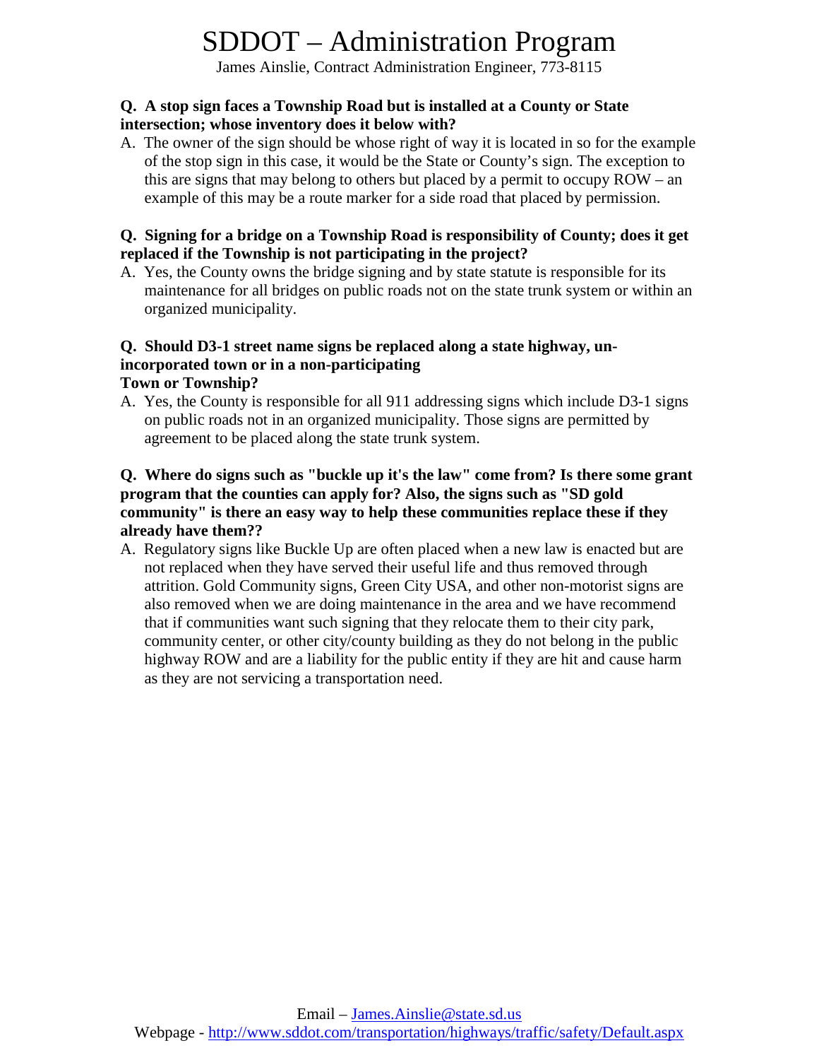# SDDOT – Administration Program

James Ainslie, Contract Administration Engineer, 773-8115

**Q. A stop sign faces a Township Road but is installed at a County or State intersection; whose inventory does it below with?**

A. The owner of the sign should be whose right of way it is located in so for the example of the stop sign in this case, it would be the State or County's sign. The exception to this are signs that may belong to others but placed by a permit to occupy ROW – an example of this may be a route marker for a side road that placed by permission.

**Q. Signing for a bridge on a Township Road is responsibility of County; does it get replaced if the Township is not participating in the project?**

A. Yes, the County owns the bridge signing and by state statute is responsible for its maintenance for all bridges on public roads not on the state trunk system or within an organized municipality.

**Q. Should D3-1 street name signs be replaced along a state highway, un-incorporated town or in a non-participating Town or Township?**

A. Yes, the County is responsible for all 911 addressing signs which include D3-1 signs on public roads not in an organized municipality. Those signs are permitted by agreement to be placed along the state trunk system.

**Q. Where do signs such as "buckle up it's the law" come from? Is there some grant program that the counties can apply for? Also, the signs such as "SD gold community" is there an easy way to help these communities replace these if they already have them??**

A. Regulatory signs like Buckle Up are often placed when a new law is enacted but are not replaced when they have served their useful life and thus removed through attrition. Gold Community signs, Green City USA, and other non-motorist signs are also removed when we are doing maintenance in the area and we have recommend that if communities want such signing that they relocate them to their city park, community center, or other city/county building as they do not belong in the public highway ROW and are a liability for the public entity if they are hit and cause harm as they are not servicing a transportation need.

Email – James.Ainslie@state.sd.us

Webpage - http://www.sddot.com/transportation/highways/traffic/safety/Default.aspx